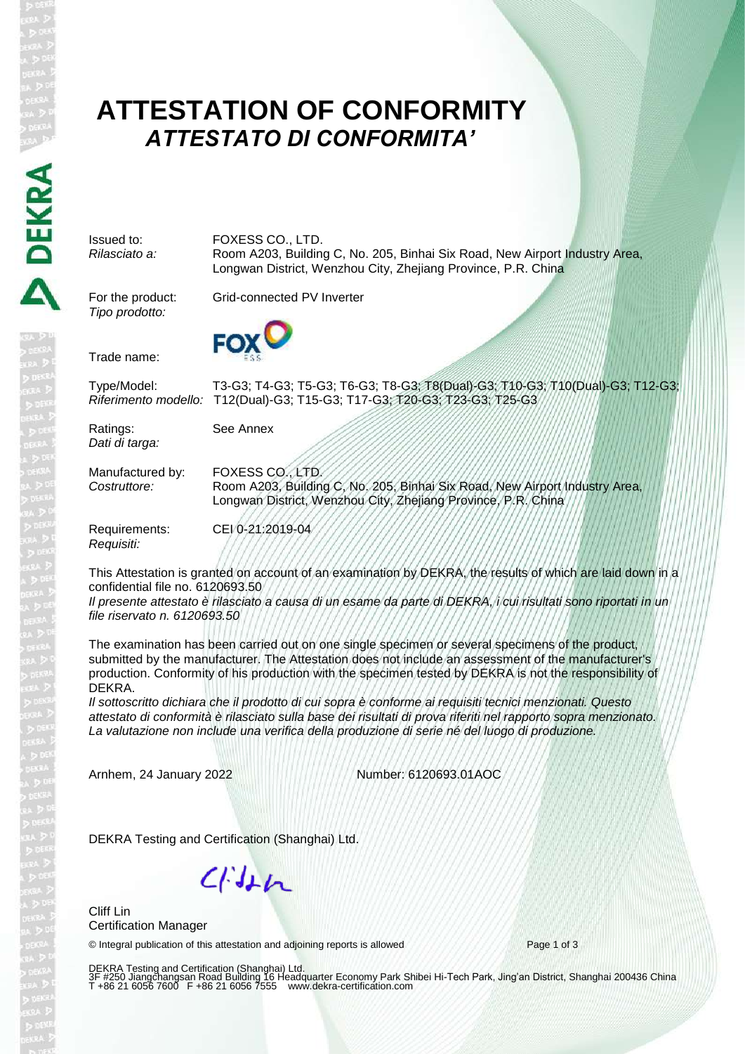# ATTESTATION OF CONFORMITY
## *ATTESTATO DI CONFORMITA'*

| | |
|---|---|
| Issued to:<br>*Rilasciato a:* | FOXESS CO., LTD.<br>Room A203, Building C, No. 205, Binhai Six Road, New Airport Industry Area, Longwan District, Wenzhou City, Zhejiang Province, P.R. China |
| For the product:<br>*Tipo prodotto:* | Grid-connected PV Inverter |
| Trade name: | FOX ESS |
| Type/Model:<br>*Riferimento modello:* | T3-G3; T4-G3; T5-G3; T6-G3; T8-G3; T8(Dual)-G3; T10-G3; T10(Dual)-G3; T12-G3; T12(Dual)-G3; T15-G3; T17-G3; T20-G3; T23-G3; T25-G3 |
| Ratings:<br>*Dati di targa:* | See Annex |
| Manufactured by:<br>*Costruttore:* | FOXESS CO., LTD.<br>Room A203, Building C, No. 205, Binhai Six Road, New Airport Industry Area, Longwan District, Wenzhou City, Zhejiang Province, P.R. China |
| Requirements:<br>*Requisiti:* | CEI 0-21:2019-04 |

This Attestation is granted on account of an examination by DEKRA, the results of which are laid down in a confidential file no. 6120693.50
*Il presente attestato è rilasciato a causa di un esame da parte di DEKRA, i cui risultati sono riportati in un file riservato n. 6120693.50*

The examination has been carried out on one single specimen or several specimens of the product, submitted by the manufacturer. The Attestation does not include an assessment of the manufacturer's production. Conformity of his production with the specimen tested by DEKRA is not the responsibility of DEKRA.
*Il sottoscritto dichiara che il prodotto di cui sopra è conforme ai requisiti tecnici menzionati. Questo attestato di conformità è rilasciato sulla base dei risultati di prova riferiti nel rapporto sopra menzionato. La valutazione non include una verifica della produzione di serie né del luogo di produzione.*

Arnhem, 24 January 2022 Number: 6120693.01AOC

DEKRA Testing and Certification (Shanghai) Ltd.

Cliff Lin
Certification Manager

© Integral publication of this attestation and adjoining reports is allowed

DEKRA Testing and Certification (Shanghai) Ltd.
3F #250 Jiangchangsan Road Building 16 Headquarter Economy Park Shibei Hi-Tech Park, Jing'an District, Shanghai 200436 China
T +86 21 6056 7600 F +86 21 6056 7555 www.dekra-certification.com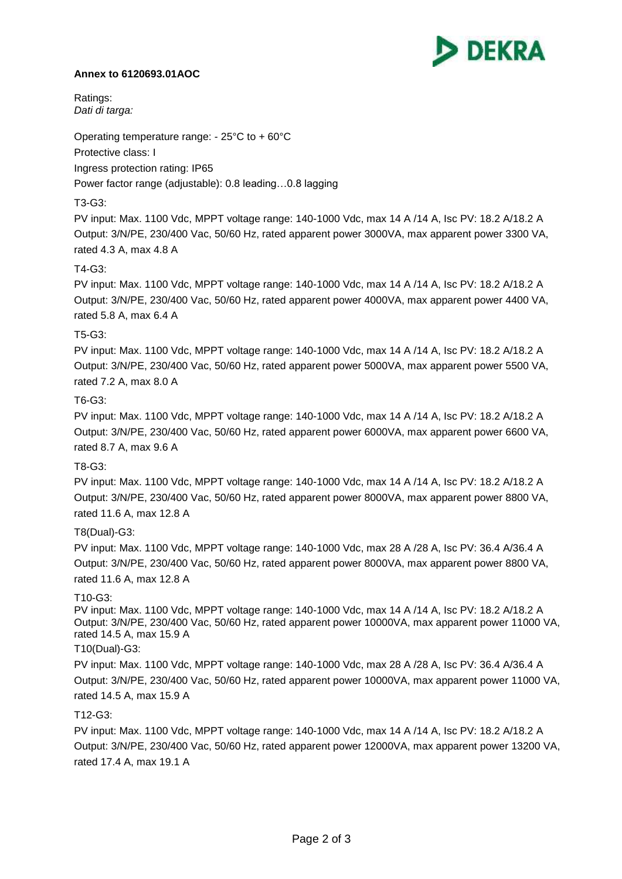**Annex to 6120693.01AOC**

Ratings:
*Dati di targa:*

Operating temperature range: - 25°C to + 60°C

Protective class: I

Ingress protection rating: IP65

Power factor range (adjustable): 0.8 leading…0.8 lagging

T3-G3:

PV input: Max. 1100 Vdc, MPPT voltage range: 140-1000 Vdc, max 14 A /14 A, Isc PV: 18.2 A/18.2 A
Output: 3/N/PE, 230/400 Vac, 50/60 Hz, rated apparent power 3000VA, max apparent power 3300 VA, rated 4.3 A, max 4.8 A

T4-G3:

PV input: Max. 1100 Vdc, MPPT voltage range: 140-1000 Vdc, max 14 A /14 A, Isc PV: 18.2 A/18.2 A
Output: 3/N/PE, 230/400 Vac, 50/60 Hz, rated apparent power 4000VA, max apparent power 4400 VA, rated 5.8 A, max 6.4 A

T5-G3:

PV input: Max. 1100 Vdc, MPPT voltage range: 140-1000 Vdc, max 14 A /14 A, Isc PV: 18.2 A/18.2 A
Output: 3/N/PE, 230/400 Vac, 50/60 Hz, rated apparent power 5000VA, max apparent power 5500 VA, rated 7.2 A, max 8.0 A

T6-G3:

PV input: Max. 1100 Vdc, MPPT voltage range: 140-1000 Vdc, max 14 A /14 A, Isc PV: 18.2 A/18.2 A
Output: 3/N/PE, 230/400 Vac, 50/60 Hz, rated apparent power 6000VA, max apparent power 6600 VA, rated 8.7 A, max 9.6 A

T8-G3:

PV input: Max. 1100 Vdc, MPPT voltage range: 140-1000 Vdc, max 14 A /14 A, Isc PV: 18.2 A/18.2 A
Output: 3/N/PE, 230/400 Vac, 50/60 Hz, rated apparent power 8000VA, max apparent power 8800 VA, rated 11.6 A, max 12.8 A

T8(Dual)-G3:

PV input: Max. 1100 Vdc, MPPT voltage range: 140-1000 Vdc, max 28 A /28 A, Isc PV: 36.4 A/36.4 A
Output: 3/N/PE, 230/400 Vac, 50/60 Hz, rated apparent power 8000VA, max apparent power 8800 VA, rated 11.6 A, max 12.8 A

T10-G3:

PV input: Max. 1100 Vdc, MPPT voltage range: 140-1000 Vdc, max 14 A /14 A, Isc PV: 18.2 A/18.2 A
Output: 3/N/PE, 230/400 Vac, 50/60 Hz, rated apparent power 10000VA, max apparent power 11000 VA, rated 14.5 A, max 15.9 A

T10(Dual)-G3:

PV input: Max. 1100 Vdc, MPPT voltage range: 140-1000 Vdc, max 28 A /28 A, Isc PV: 36.4 A/36.4 A
Output: 3/N/PE, 230/400 Vac, 50/60 Hz, rated apparent power 10000VA, max apparent power 11000 VA, rated 14.5 A, max 15.9 A

T12-G3:

PV input: Max. 1100 Vdc, MPPT voltage range: 140-1000 Vdc, max 14 A /14 A, Isc PV: 18.2 A/18.2 A
Output: 3/N/PE, 230/400 Vac, 50/60 Hz, rated apparent power 12000VA, max apparent power 13200 VA, rated 17.4 A, max 19.1 A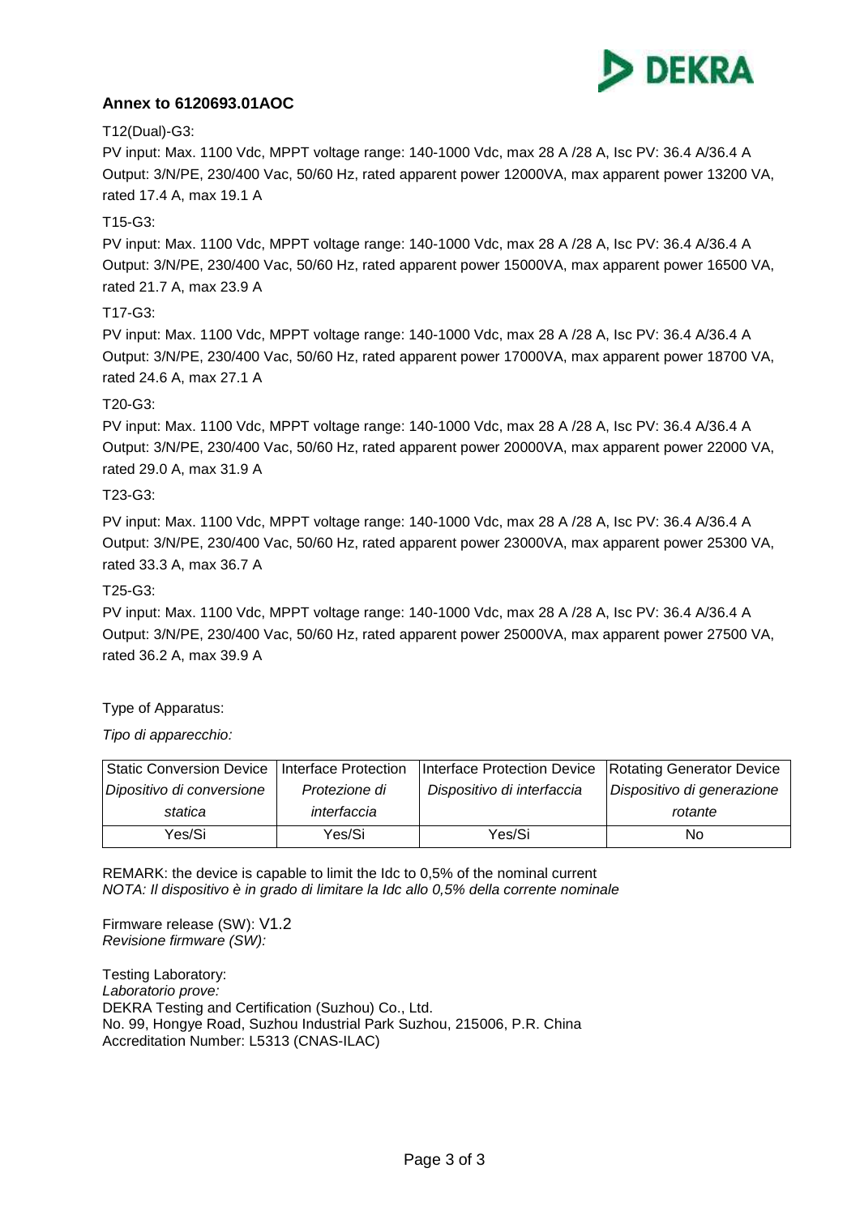## Annex to 6120693.01AOC

T12(Dual)-G3:

PV input: Max. 1100 Vdc, MPPT voltage range: 140-1000 Vdc, max 28 A /28 A, Isc PV: 36.4 A/36.4 A
Output: 3/N/PE, 230/400 Vac, 50/60 Hz, rated apparent power 12000VA, max apparent power 13200 VA, rated 17.4 A, max 19.1 A

T15-G3:

PV input: Max. 1100 Vdc, MPPT voltage range: 140-1000 Vdc, max 28 A /28 A, Isc PV: 36.4 A/36.4 A
Output: 3/N/PE, 230/400 Vac, 50/60 Hz, rated apparent power 15000VA, max apparent power 16500 VA, rated 21.7 A, max 23.9 A

T17-G3:

PV input: Max. 1100 Vdc, MPPT voltage range: 140-1000 Vdc, max 28 A /28 A, Isc PV: 36.4 A/36.4 A
Output: 3/N/PE, 230/400 Vac, 50/60 Hz, rated apparent power 17000VA, max apparent power 18700 VA, rated 24.6 A, max 27.1 A

T20-G3:

PV input: Max. 1100 Vdc, MPPT voltage range: 140-1000 Vdc, max 28 A /28 A, Isc PV: 36.4 A/36.4 A
Output: 3/N/PE, 230/400 Vac, 50/60 Hz, rated apparent power 20000VA, max apparent power 22000 VA, rated 29.0 A, max 31.9 A

T23-G3:

PV input: Max. 1100 Vdc, MPPT voltage range: 140-1000 Vdc, max 28 A /28 A, Isc PV: 36.4 A/36.4 A
Output: 3/N/PE, 230/400 Vac, 50/60 Hz, rated apparent power 23000VA, max apparent power 25300 VA, rated 33.3 A, max 36.7 A

T25-G3:

PV input: Max. 1100 Vdc, MPPT voltage range: 140-1000 Vdc, max 28 A /28 A, Isc PV: 36.4 A/36.4 A
Output: 3/N/PE, 230/400 Vac, 50/60 Hz, rated apparent power 25000VA, max apparent power 27500 VA, rated 36.2 A, max 39.9 A

Type of Apparatus:

*Tipo di apparecchio:*

| Static Conversion Device *Dipositivo di conversione statica* | Interface Protection *Protezione di interfaccia* | Interface Protection Device *Dispositivo di interfaccia* | Rotating Generator Device *Dispositivo di generazione rotante* |
|---|---|---|---|
| Yes/Si | Yes/Si | Yes/Si | No |

REMARK: the device is capable to limit the Idc to 0,5% of the nominal current
*NOTA: Il dispositivo è in grado di limitare la Idc allo 0,5% della corrente nominale*

Firmware release (SW): V1.2
*Revisione firmware (SW):*

Testing Laboratory:
*Laboratorio prove:*
DEKRA Testing and Certification (Suzhou) Co., Ltd.
No. 99, Hongye Road, Suzhou Industrial Park Suzhou, 215006, P.R. China
Accreditation Number: L5313 (CNAS-ILAC)